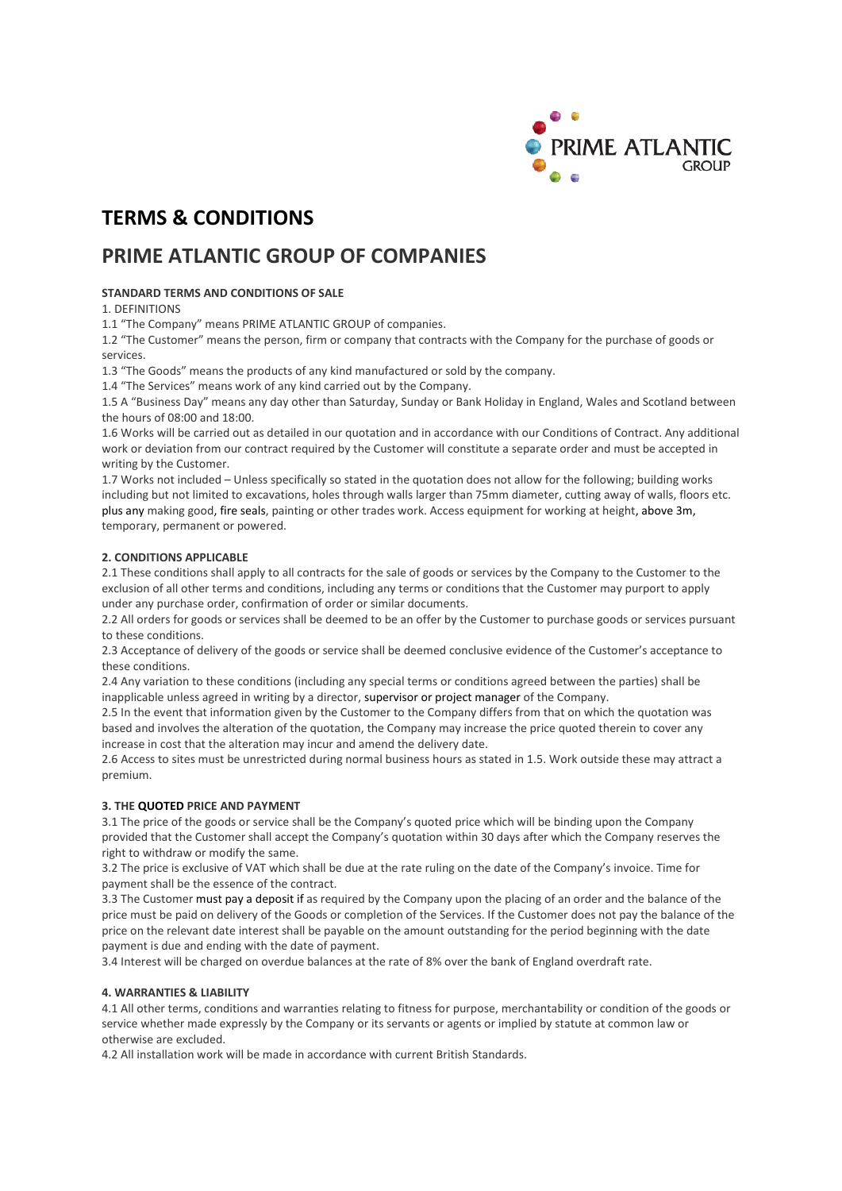# TERMS & CONDITIONS

# PRIME ATLANTIC GROUP OF COMPANIES

**STANDARD TERMS AND CONDITIONS OF SALE**

1. DEFINITIONS

1.1 "The Company" means PRIME ATLANTIC GROUP of companies.

1.2 "The Customer" means the person, firm or company that contracts with the Company for the purchase of goods or services.

1.3 "The Goods" means the products of any kind manufactured or sold by the company.

1.4 "The Services" means work of any kind carried out by the Company.

1.5 A "Business Day" means any day other than Saturday, Sunday or Bank Holiday in England, Wales and Scotland between the hours of 08:00 and 18:00.

1.6 Works will be carried out as detailed in our quotation and in accordance with our Conditions of Contract. Any additional work or deviation from our contract required by the Customer will constitute a separate order and must be accepted in writing by the Customer.

1.7 Works not included – Unless specifically so stated in the quotation does not allow for the following; building works including but not limited to excavations, holes through walls larger than 75mm diameter, cutting away of walls, floors etc. plus any making good, fire seals, painting or other trades work. Access equipment for working at height, above 3m, temporary, permanent or powered.

**2. CONDITIONS APPLICABLE**

2.1 These conditions shall apply to all contracts for the sale of goods or services by the Company to the Customer to the exclusion of all other terms and conditions, including any terms or conditions that the Customer may purport to apply under any purchase order, confirmation of order or similar documents.

2.2 All orders for goods or services shall be deemed to be an offer by the Customer to purchase goods or services pursuant to these conditions.

2.3 Acceptance of delivery of the goods or service shall be deemed conclusive evidence of the Customer's acceptance to these conditions.

2.4 Any variation to these conditions (including any special terms or conditions agreed between the parties) shall be inapplicable unless agreed in writing by a director, supervisor or project manager of the Company.

2.5 In the event that information given by the Customer to the Company differs from that on which the quotation was based and involves the alteration of the quotation, the Company may increase the price quoted therein to cover any increase in cost that the alteration may incur and amend the delivery date.

2.6 Access to sites must be unrestricted during normal business hours as stated in 1.5. Work outside these may attract a premium.

**3. THE QUOTED PRICE AND PAYMENT**

3.1 The price of the goods or service shall be the Company's quoted price which will be binding upon the Company provided that the Customer shall accept the Company's quotation within 30 days after which the Company reserves the right to withdraw or modify the same.

3.2 The price is exclusive of VAT which shall be due at the rate ruling on the date of the Company's invoice. Time for payment shall be the essence of the contract.

3.3 The Customer must pay a deposit if as required by the Company upon the placing of an order and the balance of the price must be paid on delivery of the Goods or completion of the Services. If the Customer does not pay the balance of the price on the relevant date interest shall be payable on the amount outstanding for the period beginning with the date payment is due and ending with the date of payment.

3.4 Interest will be charged on overdue balances at the rate of 8% over the bank of England overdraft rate.

**4. WARRANTIES & LIABILITY**

4.1 All other terms, conditions and warranties relating to fitness for purpose, merchantability or condition of the goods or service whether made expressly by the Company or its servants or agents or implied by statute at common law or otherwise are excluded.

4.2 All installation work will be made in accordance with current British Standards.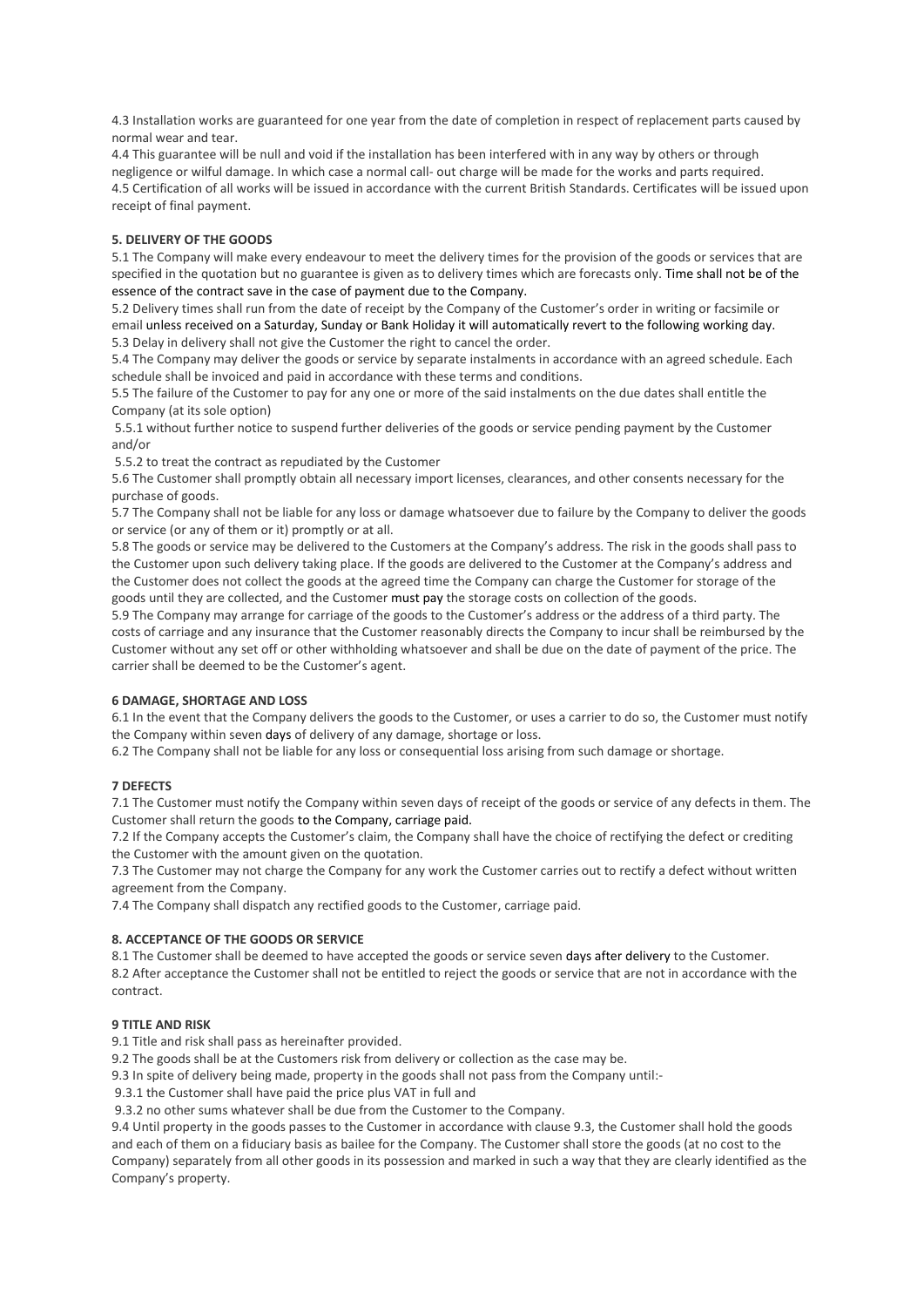4.3 Installation works are guaranteed for one year from the date of completion in respect of replacement parts caused by normal wear and tear.

4.4 This guarantee will be null and void if the installation has been interfered with in any way by others or through negligence or wilful damage. In which case a normal call- out charge will be made for the works and parts required.

4.5 Certification of all works will be issued in accordance with the current British Standards. Certificates will be issued upon receipt of final payment.

**5. DELIVERY OF THE GOODS**

5.1 The Company will make every endeavour to meet the delivery times for the provision of the goods or services that are specified in the quotation but no guarantee is given as to delivery times which are forecasts only. Time shall not be of the essence of the contract save in the case of payment due to the Company.

5.2 Delivery times shall run from the date of receipt by the Company of the Customer's order in writing or facsimile or email unless received on a Saturday, Sunday or Bank Holiday it will automatically revert to the following working day.

5.3 Delay in delivery shall not give the Customer the right to cancel the order.

5.4 The Company may deliver the goods or service by separate instalments in accordance with an agreed schedule. Each schedule shall be invoiced and paid in accordance with these terms and conditions.

5.5 The failure of the Customer to pay for any one or more of the said instalments on the due dates shall entitle the Company (at its sole option)

5.5.1 without further notice to suspend further deliveries of the goods or service pending payment by the Customer and/or

5.5.2 to treat the contract as repudiated by the Customer

5.6 The Customer shall promptly obtain all necessary import licenses, clearances, and other consents necessary for the purchase of goods.

5.7 The Company shall not be liable for any loss or damage whatsoever due to failure by the Company to deliver the goods or service (or any of them or it) promptly or at all.

5.8 The goods or service may be delivered to the Customers at the Company's address. The risk in the goods shall pass to the Customer upon such delivery taking place. If the goods are delivered to the Customer at the Company's address and the Customer does not collect the goods at the agreed time the Company can charge the Customer for storage of the goods until they are collected, and the Customer must pay the storage costs on collection of the goods.

5.9 The Company may arrange for carriage of the goods to the Customer's address or the address of a third party. The costs of carriage and any insurance that the Customer reasonably directs the Company to incur shall be reimbursed by the Customer without any set off or other withholding whatsoever and shall be due on the date of payment of the price. The carrier shall be deemed to be the Customer's agent.

**6 DAMAGE, SHORTAGE AND LOSS**

6.1 In the event that the Company delivers the goods to the Customer, or uses a carrier to do so, the Customer must notify the Company within seven days of delivery of any damage, shortage or loss.

6.2 The Company shall not be liable for any loss or consequential loss arising from such damage or shortage.

**7 DEFECTS**

7.1 The Customer must notify the Company within seven days of receipt of the goods or service of any defects in them. The Customer shall return the goods to the Company, carriage paid.

7.2 If the Company accepts the Customer's claim, the Company shall have the choice of rectifying the defect or crediting the Customer with the amount given on the quotation.

7.3 The Customer may not charge the Company for any work the Customer carries out to rectify a defect without written agreement from the Company.

7.4 The Company shall dispatch any rectified goods to the Customer, carriage paid.

**8. ACCEPTANCE OF THE GOODS OR SERVICE**

8.1 The Customer shall be deemed to have accepted the goods or service seven days after delivery to the Customer.

8.2 After acceptance the Customer shall not be entitled to reject the goods or service that are not in accordance with the contract.

**9 TITLE AND RISK**

9.1 Title and risk shall pass as hereinafter provided.

9.2 The goods shall be at the Customers risk from delivery or collection as the case may be.

9.3 In spite of delivery being made, property in the goods shall not pass from the Company until:-

9.3.1 the Customer shall have paid the price plus VAT in full and

9.3.2 no other sums whatever shall be due from the Customer to the Company.

9.4 Until property in the goods passes to the Customer in accordance with clause 9.3, the Customer shall hold the goods and each of them on a fiduciary basis as bailee for the Company. The Customer shall store the goods (at no cost to the Company) separately from all other goods in its possession and marked in such a way that they are clearly identified as the Company's property.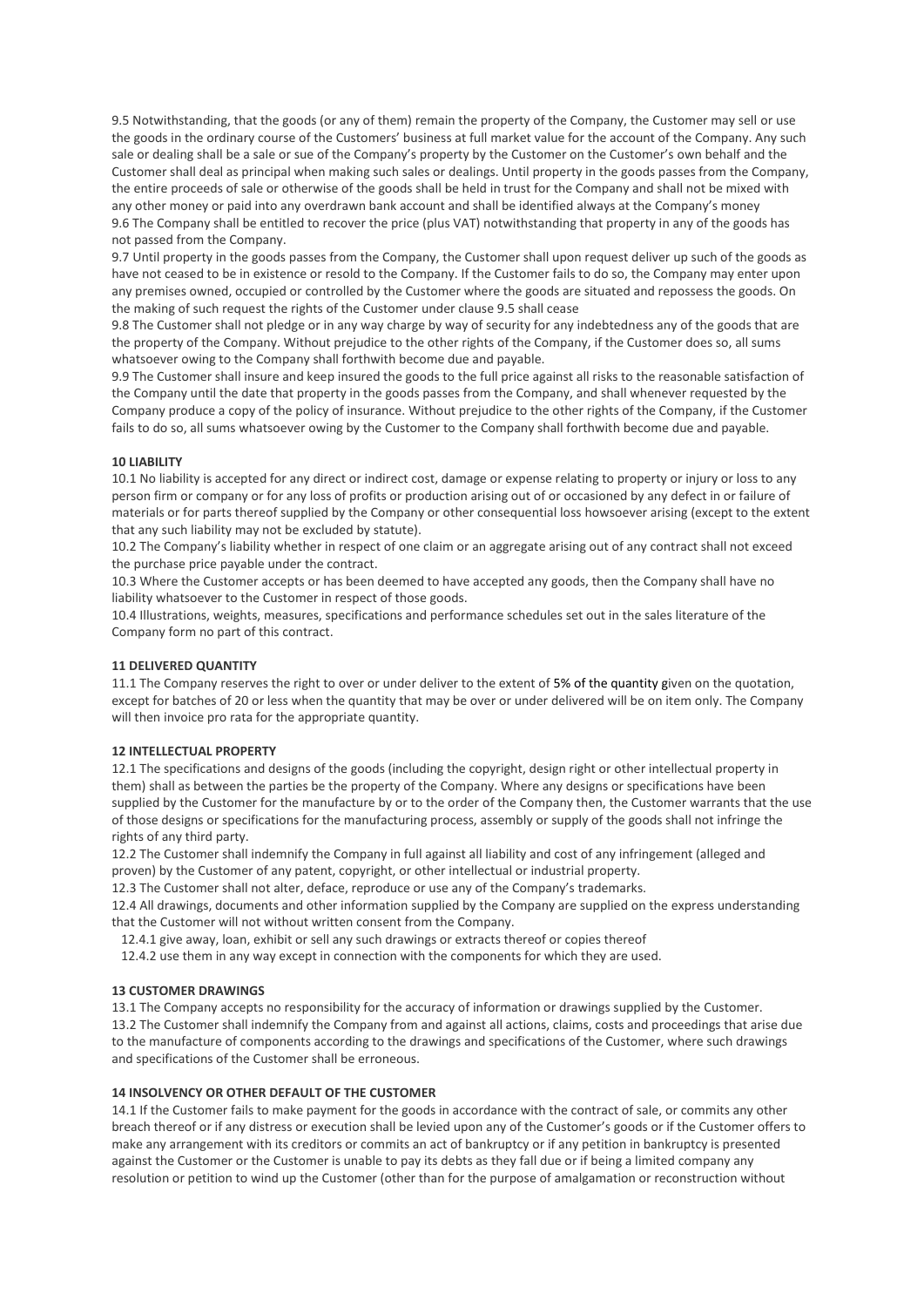9.5 Notwithstanding, that the goods (or any of them) remain the property of the Company, the Customer may sell or use the goods in the ordinary course of the Customers' business at full market value for the account of the Company. Any such sale or dealing shall be a sale or sue of the Company's property by the Customer on the Customer's own behalf and the Customer shall deal as principal when making such sales or dealings. Until property in the goods passes from the Company, the entire proceeds of sale or otherwise of the goods shall be held in trust for the Company and shall not be mixed with any other money or paid into any overdrawn bank account and shall be identified always at the Company's money
9.6 The Company shall be entitled to recover the price (plus VAT) notwithstanding that property in any of the goods has not passed from the Company.
9.7 Until property in the goods passes from the Company, the Customer shall upon request deliver up such of the goods as have not ceased to be in existence or resold to the Company. If the Customer fails to do so, the Company may enter upon any premises owned, occupied or controlled by the Customer where the goods are situated and repossess the goods. On the making of such request the rights of the Customer under clause 9.5 shall cease
9.8 The Customer shall not pledge or in any way charge by way of security for any indebtedness any of the goods that are the property of the Company. Without prejudice to the other rights of the Company, if the Customer does so, all sums whatsoever owing to the Company shall forthwith become due and payable.
9.9 The Customer shall insure and keep insured the goods to the full price against all risks to the reasonable satisfaction of the Company until the date that property in the goods passes from the Company, and shall whenever requested by the Company produce a copy of the policy of insurance. Without prejudice to the other rights of the Company, if the Customer fails to do so, all sums whatsoever owing by the Customer to the Company shall forthwith become due and payable.

**10 LIABILITY**

10.1 No liability is accepted for any direct or indirect cost, damage or expense relating to property or injury or loss to any person firm or company or for any loss of profits or production arising out of or occasioned by any defect in or failure of materials or for parts thereof supplied by the Company or other consequential loss howsoever arising (except to the extent that any such liability may not be excluded by statute).
10.2 The Company's liability whether in respect of one claim or an aggregate arising out of any contract shall not exceed the purchase price payable under the contract.
10.3 Where the Customer accepts or has been deemed to have accepted any goods, then the Company shall have no liability whatsoever to the Customer in respect of those goods.
10.4 Illustrations, weights, measures, specifications and performance schedules set out in the sales literature of the Company form no part of this contract.

**11 DELIVERED QUANTITY**

11.1 The Company reserves the right to over or under deliver to the extent of 5% of the quantity given on the quotation, except for batches of 20 or less when the quantity that may be over or under delivered will be on item only. The Company will then invoice pro rata for the appropriate quantity.

**12 INTELLECTUAL PROPERTY**

12.1 The specifications and designs of the goods (including the copyright, design right or other intellectual property in them) shall as between the parties be the property of the Company. Where any designs or specifications have been supplied by the Customer for the manufacture by or to the order of the Company then, the Customer warrants that the use of those designs or specifications for the manufacturing process, assembly or supply of the goods shall not infringe the rights of any third party.
12.2 The Customer shall indemnify the Company in full against all liability and cost of any infringement (alleged and proven) by the Customer of any patent, copyright, or other intellectual or industrial property.
12.3 The Customer shall not alter, deface, reproduce or use any of the Company's trademarks.
12.4 All drawings, documents and other information supplied by the Company are supplied on the express understanding that the Customer will not without written consent from the Company.

12.4.1 give away, loan, exhibit or sell any such drawings or extracts thereof or copies thereof
12.4.2 use them in any way except in connection with the components for which they are used.

**13 CUSTOMER DRAWINGS**

13.1 The Company accepts no responsibility for the accuracy of information or drawings supplied by the Customer.
13.2 The Customer shall indemnify the Company from and against all actions, claims, costs and proceedings that arise due to the manufacture of components according to the drawings and specifications of the Customer, where such drawings and specifications of the Customer shall be erroneous.

**14 INSOLVENCY OR OTHER DEFAULT OF THE CUSTOMER**

14.1 If the Customer fails to make payment for the goods in accordance with the contract of sale, or commits any other breach thereof or if any distress or execution shall be levied upon any of the Customer's goods or if the Customer offers to make any arrangement with its creditors or commits an act of bankruptcy or if any petition in bankruptcy is presented against the Customer or the Customer is unable to pay its debts as they fall due or if being a limited company any resolution or petition to wind up the Customer (other than for the purpose of amalgamation or reconstruction without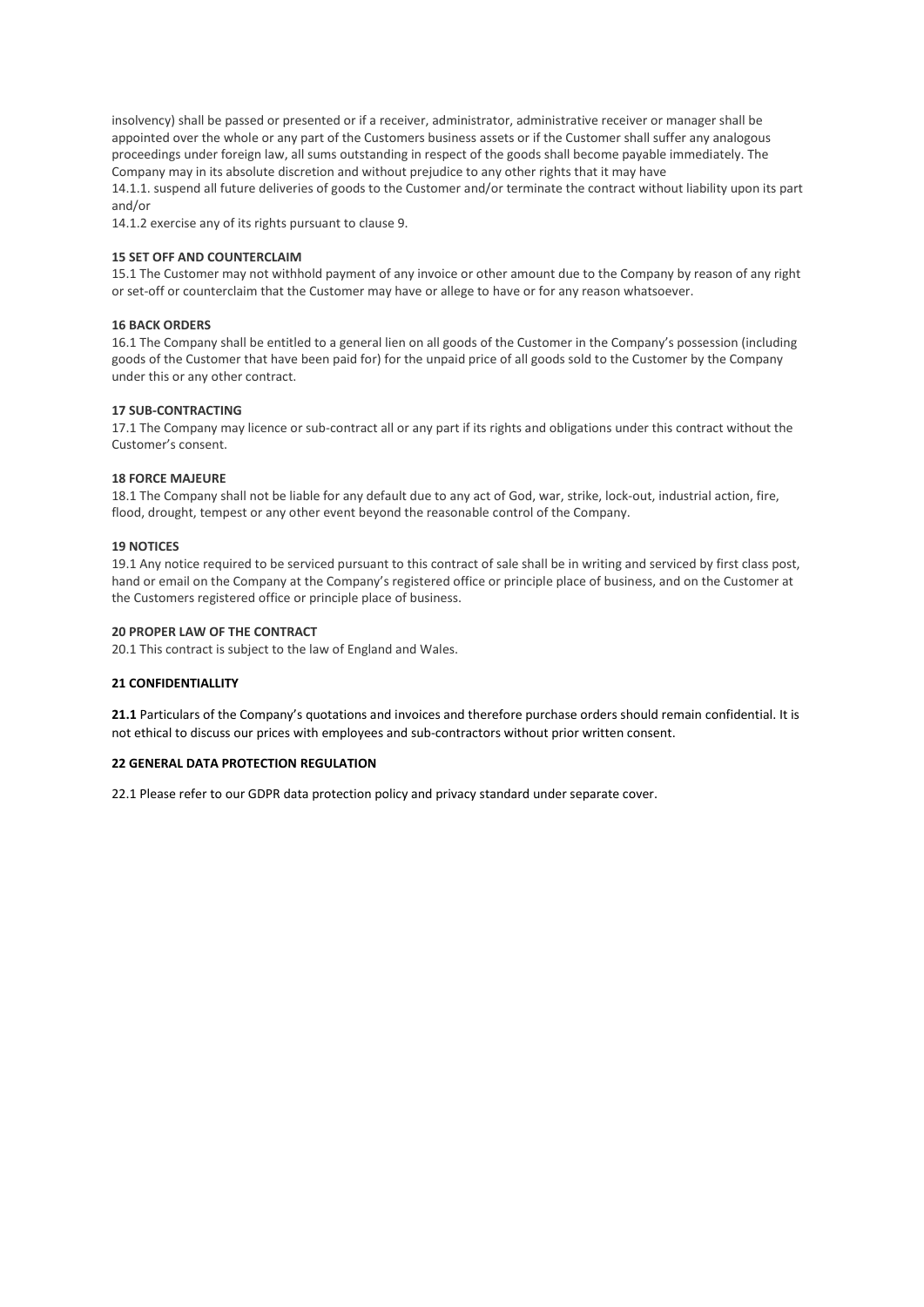insolvency) shall be passed or presented or if a receiver, administrator, administrative receiver or manager shall be appointed over the whole or any part of the Customers business assets or if the Customer shall suffer any analogous proceedings under foreign law, all sums outstanding in respect of the goods shall become payable immediately. The Company may in its absolute discretion and without prejudice to any other rights that it may have

14.1.1. suspend all future deliveries of goods to the Customer and/or terminate the contract without liability upon its part and/or

14.1.2 exercise any of its rights pursuant to clause 9.

**15 SET OFF AND COUNTERCLAIM**

15.1 The Customer may not withhold payment of any invoice or other amount due to the Company by reason of any right or set-off or counterclaim that the Customer may have or allege to have or for any reason whatsoever.

**16 BACK ORDERS**

16.1 The Company shall be entitled to a general lien on all goods of the Customer in the Company's possession (including goods of the Customer that have been paid for) for the unpaid price of all goods sold to the Customer by the Company under this or any other contract.

**17 SUB-CONTRACTING**

17.1 The Company may licence or sub-contract all or any part if its rights and obligations under this contract without the Customer's consent.

**18 FORCE MAJEURE**

18.1 The Company shall not be liable for any default due to any act of God, war, strike, lock-out, industrial action, fire, flood, drought, tempest or any other event beyond the reasonable control of the Company.

**19 NOTICES**

19.1 Any notice required to be serviced pursuant to this contract of sale shall be in writing and serviced by first class post, hand or email on the Company at the Company's registered office or principle place of business, and on the Customer at the Customers registered office or principle place of business.

**20 PROPER LAW OF THE CONTRACT**

20.1 This contract is subject to the law of England and Wales.

**21 CONFIDENTIALLITY**

**21.1** Particulars of the Company's quotations and invoices and therefore purchase orders should remain confidential. It is not ethical to discuss our prices with employees and sub-contractors without prior written consent.

**22 GENERAL DATA PROTECTION REGULATION**

22.1 Please refer to our GDPR data protection policy and privacy standard under separate cover.